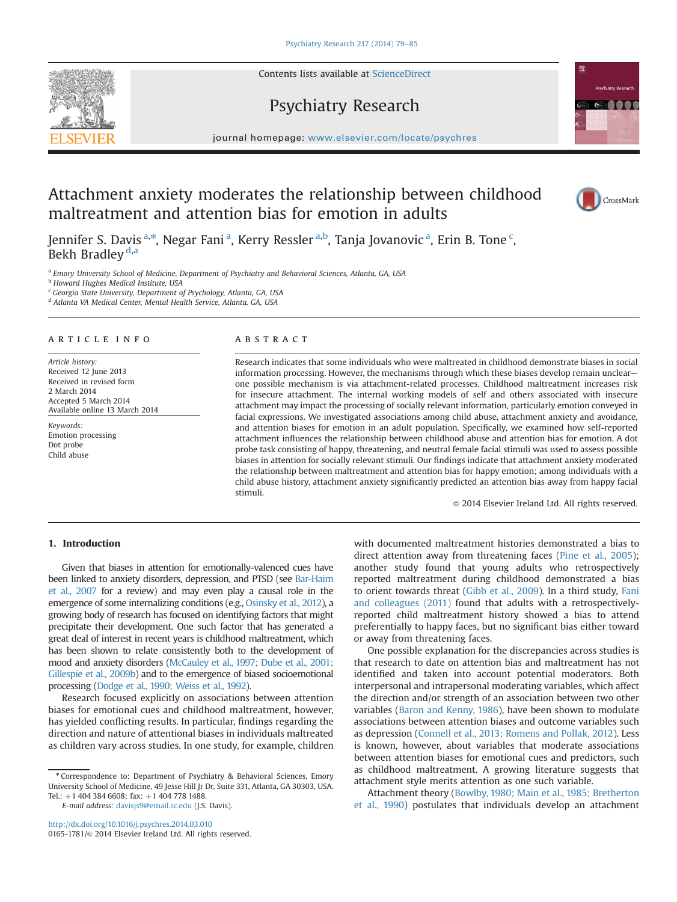# Attachment anxiety moderates the relationship between childhood maltreatment and attention bias for emotion in adults

Jennifer S. Davis[a,*], Negar Fani[a], Kerry Ressler[a,b], Tanja Jovanovic[a], Erin B. Tone[c], Bekh Bradley[d,a]

[a] Emory University School of Medicine, Department of Psychiatry and Behavioral Sciences, Atlanta, GA, USA
[b] Howard Hughes Medical Institute, USA
[c] Georgia State University, Department of Psychology, Atlanta, GA, USA
[d] Atlanta VA Medical Center, Mental Health Service, Atlanta, GA, USA

## ARTICLE INFO

*Article history:*
Received 12 June 2013
Received in revised form
2 March 2014
Accepted 5 March 2014
Available online 13 March 2014

*Keywords:*
Emotion processing
Dot probe
Child abuse

## ABSTRACT

Research indicates that some individuals who were maltreated in childhood demonstrate biases in social information processing. However, the mechanisms through which these biases develop remain unclear—one possible mechanism is via attachment-related processes. Childhood maltreatment increases risk for insecure attachment. The internal working models of self and others associated with insecure attachment may impact the processing of socially relevant information, particularly emotion conveyed in facial expressions. We investigated associations among child abuse, attachment anxiety and avoidance, and attention biases for emotion in an adult population. Specifically, we examined how self-reported attachment influences the relationship between childhood abuse and attention bias for emotion. A dot probe task consisting of happy, threatening, and neutral female facial stimuli was used to assess possible biases in attention for socially relevant stimuli. Our findings indicate that attachment anxiety moderated the relationship between maltreatment and attention bias for happy emotion; among individuals with a child abuse history, attachment anxiety significantly predicted an attention bias away from happy facial stimuli.

© 2014 Elsevier Ireland Ltd. All rights reserved.

## 1. Introduction

Given that biases in attention for emotionally-valenced cues have been linked to anxiety disorders, depression, and PTSD (see Bar-Haim et al., 2007 for a review) and may even play a causal role in the emergence of some internalizing conditions (e.g., Osinsky et al., 2012), a growing body of research has focused on identifying factors that might precipitate their development. One such factor that has generated a great deal of interest in recent years is childhood maltreatment, which has been shown to relate consistently both to the development of mood and anxiety disorders (McCauley et al., 1997; Dube et al., 2001; Gillespie et al., 2009b) and to the emergence of biased socioemotional processing (Dodge et al., 1990; Weiss et al., 1992).

Research focused explicitly on associations between attention biases for emotional cues and childhood maltreatment, however, has yielded conflicting results. In particular, findings regarding the direction and nature of attentional biases in individuals maltreated as children vary across studies. In one study, for example, children with documented maltreatment histories demonstrated a bias to direct attention away from threatening faces (Pine et al., 2005); another study found that young adults who retrospectively reported maltreatment during childhood demonstrated a bias to orient towards threat (Gibb et al., 2009). In a third study, Fani and colleagues (2011) found that adults with a retrospectively-reported child maltreatment history showed a bias to attend preferentially to happy faces, but no significant bias either toward or away from threatening faces.

One possible explanation for the discrepancies across studies is that research to date on attention bias and maltreatment has not identified and taken into account potential moderators. Both interpersonal and intrapersonal moderating variables, which affect the direction and/or strength of an association between two other variables (Baron and Kenny, 1986), have been shown to modulate associations between attention biases and outcome variables such as depression (Connell et al., 2013; Romens and Pollak, 2012). Less is known, however, about variables that moderate associations between attention biases for emotional cues and predictors, such as childhood maltreatment. A growing literature suggests that attachment style merits attention as one such variable.

Attachment theory (Bowlby, 1980; Main et al., 1985; Bretherton et al., 1990) postulates that individuals develop an attachment

---

* Correspondence to: Department of Psychiatry & Behavioral Sciences, Emory University School of Medicine, 49 Jesse Hill Jr Dr, Suite 331, Atlanta, GA 30303, USA. Tel.: +1 404 384 6608; fax: +1 404 778 1488.
*E-mail address:* davisjs9@email.sc.edu (J.S. Davis).

http://dx.doi.org/10.1016/j.psychres.2014.03.010
0165-1781/© 2014 Elsevier Ireland Ltd. All rights reserved.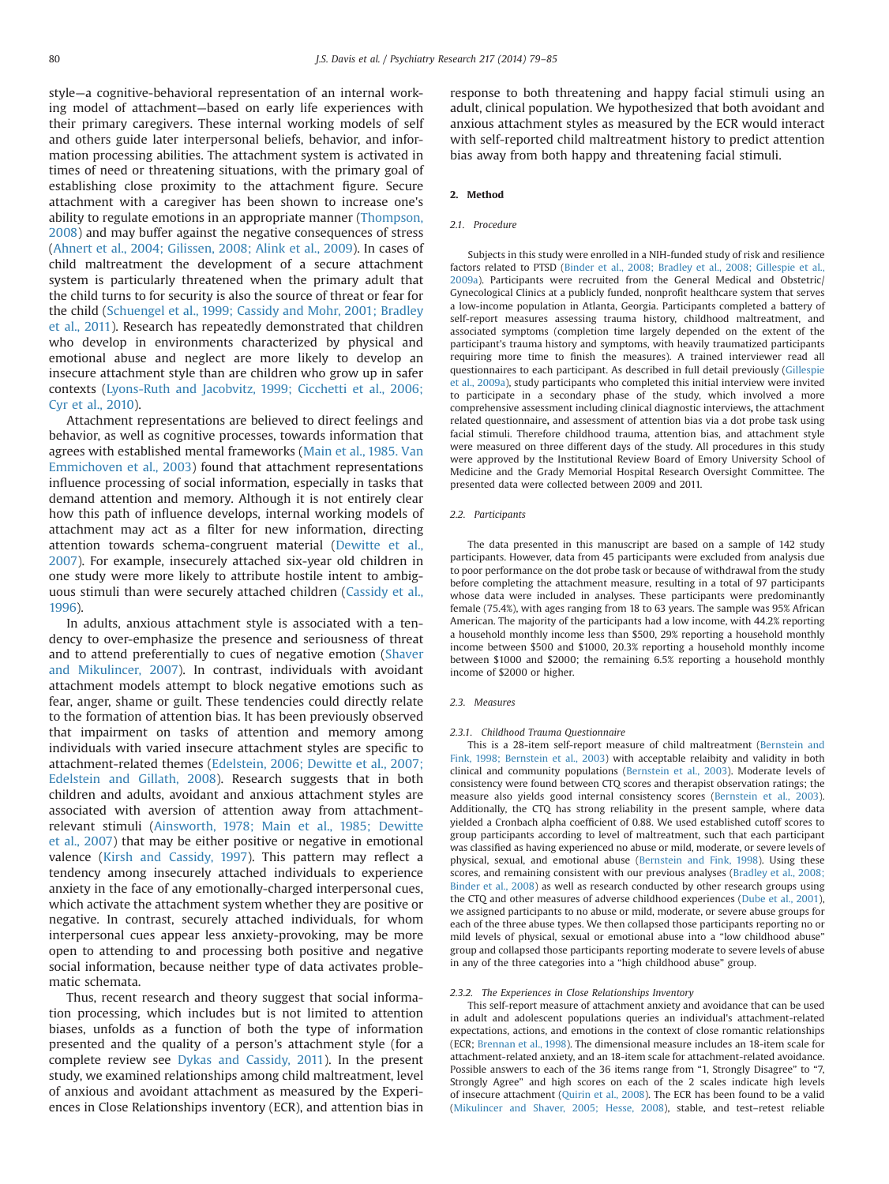style—a cognitive-behavioral representation of an internal working model of attachment—based on early life experiences with their primary caregivers. These internal working models of self and others guide later interpersonal beliefs, behavior, and information processing abilities. The attachment system is activated in times of need or threatening situations, with the primary goal of establishing close proximity to the attachment figure. Secure attachment with a caregiver has been shown to increase one's ability to regulate emotions in an appropriate manner (Thompson, 2008) and may buffer against the negative consequences of stress (Ahnert et al., 2004; Gilissen, 2008; Alink et al., 2009). In cases of child maltreatment the development of a secure attachment system is particularly threatened when the primary adult that the child turns to for security is also the source of threat or fear for the child (Schuengel et al., 1999; Cassidy and Mohr, 2001; Bradley et al., 2011). Research has repeatedly demonstrated that children who develop in environments characterized by physical and emotional abuse and neglect are more likely to develop an insecure attachment style than are children who grow up in safer contexts (Lyons-Ruth and Jacobvitz, 1999; Cicchetti et al., 2006; Cyr et al., 2010).

Attachment representations are believed to direct feelings and behavior, as well as cognitive processes, towards information that agrees with established mental frameworks (Main et al., 1985. Van Emmichoven et al., 2003) found that attachment representations influence processing of social information, especially in tasks that demand attention and memory. Although it is not entirely clear how this path of influence develops, internal working models of attachment may act as a filter for new information, directing attention towards schema-congruent material (Dewitte et al., 2007). For example, insecurely attached six-year old children in one study were more likely to attribute hostile intent to ambiguous stimuli than were securely attached children (Cassidy et al., 1996).

In adults, anxious attachment style is associated with a tendency to over-emphasize the presence and seriousness of threat and to attend preferentially to cues of negative emotion (Shaver and Mikulincer, 2007). In contrast, individuals with avoidant attachment models attempt to block negative emotions such as fear, anger, shame or guilt. These tendencies could directly relate to the formation of attention bias. It has been previously observed that impairment on tasks of attention and memory among individuals with varied insecure attachment styles are specific to attachment-related themes (Edelstein, 2006; Dewitte et al., 2007; Edelstein and Gillath, 2008). Research suggests that in both children and adults, avoidant and anxious attachment styles are associated with aversion of attention away from attachment-relevant stimuli (Ainsworth, 1978; Main et al., 1985; Dewitte et al., 2007) that may be either positive or negative in emotional valence (Kirsh and Cassidy, 1997). This pattern may reflect a tendency among insecurely attached individuals to experience anxiety in the face of any emotionally-charged interpersonal cues, which activate the attachment system whether they are positive or negative. In contrast, securely attached individuals, for whom interpersonal cues appear less anxiety-provoking, may be more open to attending to and processing both positive and negative social information, because neither type of data activates problematic schemata.

Thus, recent research and theory suggest that social information processing, which includes but is not limited to attention biases, unfolds as a function of both the type of information presented and the quality of a person's attachment style (for a complete review see Dykas and Cassidy, 2011). In the present study, we examined relationships among child maltreatment, level of anxious and avoidant attachment as measured by the Experiences in Close Relationships inventory (ECR), and attention bias in response to both threatening and happy facial stimuli using an adult, clinical population. We hypothesized that both avoidant and anxious attachment styles as measured by the ECR would interact with self-reported child maltreatment history to predict attention bias away from both happy and threatening facial stimuli.

## 2. Method

### 2.1. Procedure

Subjects in this study were enrolled in a NIH-funded study of risk and resilience factors related to PTSD (Binder et al., 2008; Bradley et al., 2008; Gillespie et al., 2009a). Participants were recruited from the General Medical and Obstetric/Gynecological Clinics at a publicly funded, nonprofit healthcare system that serves a low-income population in Atlanta, Georgia. Participants completed a battery of self-report measures assessing trauma history, childhood maltreatment, and associated symptoms (completion time largely depended on the extent of the participant's trauma history and symptoms, with heavily traumatized participants requiring more time to finish the measures). A trained interviewer read all questionnaires to each participant. As described in full detail previously (Gillespie et al., 2009a), study participants who completed this initial interview were invited to participate in a secondary phase of the study, which involved a more comprehensive assessment including clinical diagnostic interviews, the attachment related questionnaire, and assessment of attention bias via a dot probe task using facial stimuli. Therefore childhood trauma, attention bias, and attachment style were measured on three different days of the study. All procedures in this study were approved by the Institutional Review Board of Emory University School of Medicine and the Grady Memorial Hospital Research Oversight Committee. The presented data were collected between 2009 and 2011.

### 2.2. Participants

The data presented in this manuscript are based on a sample of 142 study participants. However, data from 45 participants were excluded from analysis due to poor performance on the dot probe task or because of withdrawal from the study before completing the attachment measure, resulting in a total of 97 participants whose data were included in analyses. These participants were predominantly female (75.4%), with ages ranging from 18 to 63 years. The sample was 95% African American. The majority of the participants had a low income, with 44.2% reporting a household monthly income less than $500, 29% reporting a household monthly income between $500 and $1000, 20.3% reporting a household monthly income between $1000 and $2000; the remaining 6.5% reporting a household monthly income of $2000 or higher.

### 2.3. Measures

#### 2.3.1. Childhood Trauma Questionnaire

This is a 28-item self-report measure of child maltreatment (Bernstein and Fink, 1998; Bernstein et al., 2003) with acceptable relaibity and validity in both clinical and community populations (Bernstein et al., 2003). Moderate levels of consistency were found between CTQ scores and therapist observation ratings; the measure also yields good internal consistency scores (Bernstein et al., 2003). Additionally, the CTQ has strong reliability in the present sample, where data yielded a Cronbach alpha coefficient of 0.88. We used established cutoff scores to group participants according to level of maltreatment, such that each participant was classified as having experienced no abuse or mild, moderate, or severe levels of physical, sexual, and emotional abuse (Bernstein and Fink, 1998). Using these scores, and remaining consistent with our previous analyses (Bradley et al., 2008; Binder et al., 2008) as well as research conducted by other research groups using the CTQ and other measures of adverse childhood experiences (Dube et al., 2001), we assigned participants to no abuse or mild, moderate, or severe abuse groups for each of the three abuse types. We then collapsed those participants reporting no or mild levels of physical, sexual or emotional abuse into a "low childhood abuse" group and collapsed those participants reporting moderate to severe levels of abuse in any of the three categories into a "high childhood abuse" group.

#### 2.3.2. The Experiences in Close Relationships Inventory

This self-report measure of attachment anxiety and avoidance that can be used in adult and adolescent populations queries an individual's attachment-related expectations, actions, and emotions in the context of close romantic relationships (ECR; Brennan et al., 1998). The dimensional measure includes an 18-item scale for attachment-related anxiety, and an 18-item scale for attachment-related avoidance. Possible answers to each of the 36 items range from "1, Strongly Disagree" to "7, Strongly Agree" and high scores on each of the 2 scales indicate high levels of insecure attachment (Quirin et al., 2008). The ECR has been found to be a valid (Mikulincer and Shaver, 2005; Hesse, 2008), stable, and test–retest reliable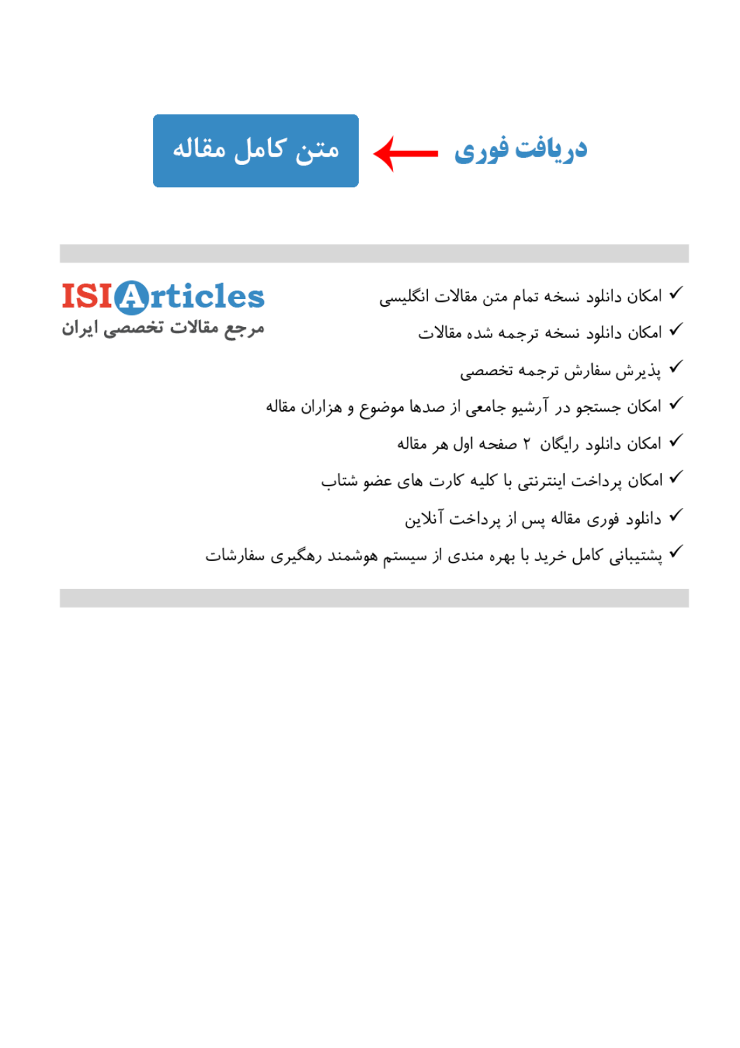دریافت فوری ← متن کامل مقاله

**ISIArticles**
مرجع مقالات تخصصی ایران

- ✓ امکان دانلود نسخه تمام متن مقالات انگلیسی
- ✓ امکان دانلود نسخه ترجمه شده مقالات
- ✓ پذیرش سفارش ترجمه تخصصی
- ✓ امکان جستجو در آرشیو جامعی از صدها موضوع و هزاران مقاله
- ✓ امکان دانلود رایگان ۲ صفحه اول هر مقاله
- ✓ امکان پرداخت اینترنتی با کلیه کارت های عضو شتاب
- ✓ دانلود فوری مقاله پس از پرداخت آنلاین
- ✓ پشتیبانی کامل خرید با بهره مندی از سیستم هوشمند رهگیری سفارشات